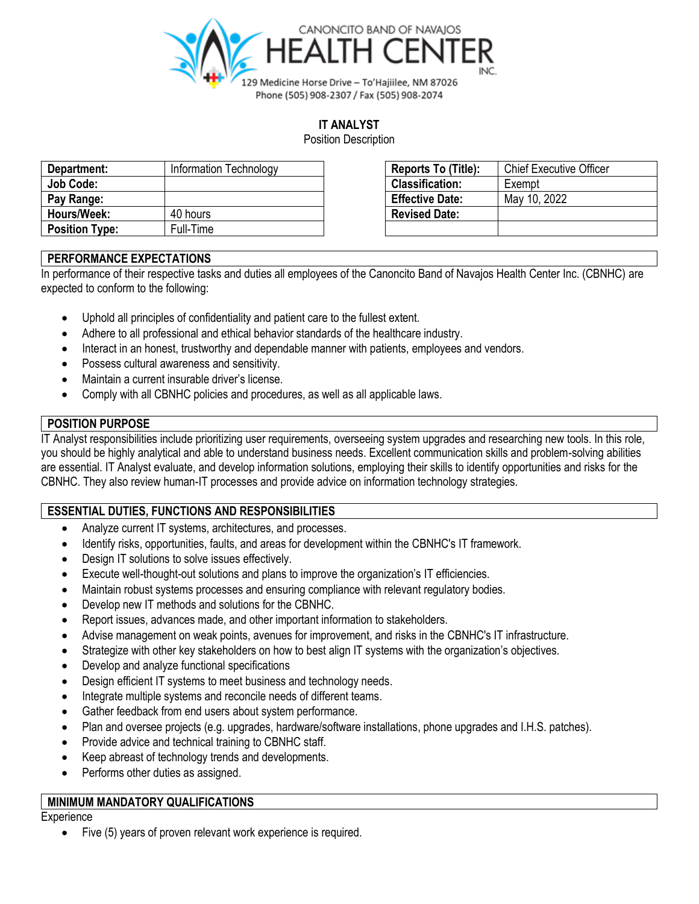CANONCITO BAND OF NAVAJOS
HEALTH CENTER INC.
129 Medicine Horse Drive – To'Hajiilee, NM 87026
Phone (505) 908-2307 / Fax (505) 908-2074

# IT ANALYST

Position Description

| **Department:** | Information Technology |
|---|---|
| **Job Code:** | |
| **Pay Range:** | |
| **Hours/Week:** | 40 hours |
| **Position Type:** | Full-Time |

| **Reports To (Title):** | Chief Executive Officer |
|---|---|
| **Classification:** | Exempt |
| **Effective Date:** | May 10, 2022 |
| **Revised Date:** | |
| | |

## PERFORMANCE EXPECTATIONS

In performance of their respective tasks and duties all employees of the Canoncito Band of Navajos Health Center Inc. (CBNHC) are expected to conform to the following:

- Uphold all principles of confidentiality and patient care to the fullest extent.
- Adhere to all professional and ethical behavior standards of the healthcare industry.
- Interact in an honest, trustworthy and dependable manner with patients, employees and vendors.
- Possess cultural awareness and sensitivity.
- Maintain a current insurable driver's license.
- Comply with all CBNHC policies and procedures, as well as all applicable laws.

## POSITION PURPOSE

IT Analyst responsibilities include prioritizing user requirements, overseeing system upgrades and researching new tools. In this role, you should be highly analytical and able to understand business needs. Excellent communication skills and problem-solving abilities are essential. IT Analyst evaluate, and develop information solutions, employing their skills to identify opportunities and risks for the CBNHC. They also review human-IT processes and provide advice on information technology strategies.

## ESSENTIAL DUTIES, FUNCTIONS AND RESPONSIBILITIES

- Analyze current IT systems, architectures, and processes.
- Identify risks, opportunities, faults, and areas for development within the CBNHC's IT framework.
- Design IT solutions to solve issues effectively.
- Execute well-thought-out solutions and plans to improve the organization's IT efficiencies.
- Maintain robust systems processes and ensuring compliance with relevant regulatory bodies.
- Develop new IT methods and solutions for the CBNHC.
- Report issues, advances made, and other important information to stakeholders.
- Advise management on weak points, avenues for improvement, and risks in the CBNHC's IT infrastructure.
- Strategize with other key stakeholders on how to best align IT systems with the organization's objectives.
- Develop and analyze functional specifications
- Design efficient IT systems to meet business and technology needs.
- Integrate multiple systems and reconcile needs of different teams.
- Gather feedback from end users about system performance.
- Plan and oversee projects (e.g. upgrades, hardware/software installations, phone upgrades and I.H.S. patches).
- Provide advice and technical training to CBNHC staff.
- Keep abreast of technology trends and developments.
- Performs other duties as assigned.

## MINIMUM MANDATORY QUALIFICATIONS

Experience

- Five (5) years of proven relevant work experience is required.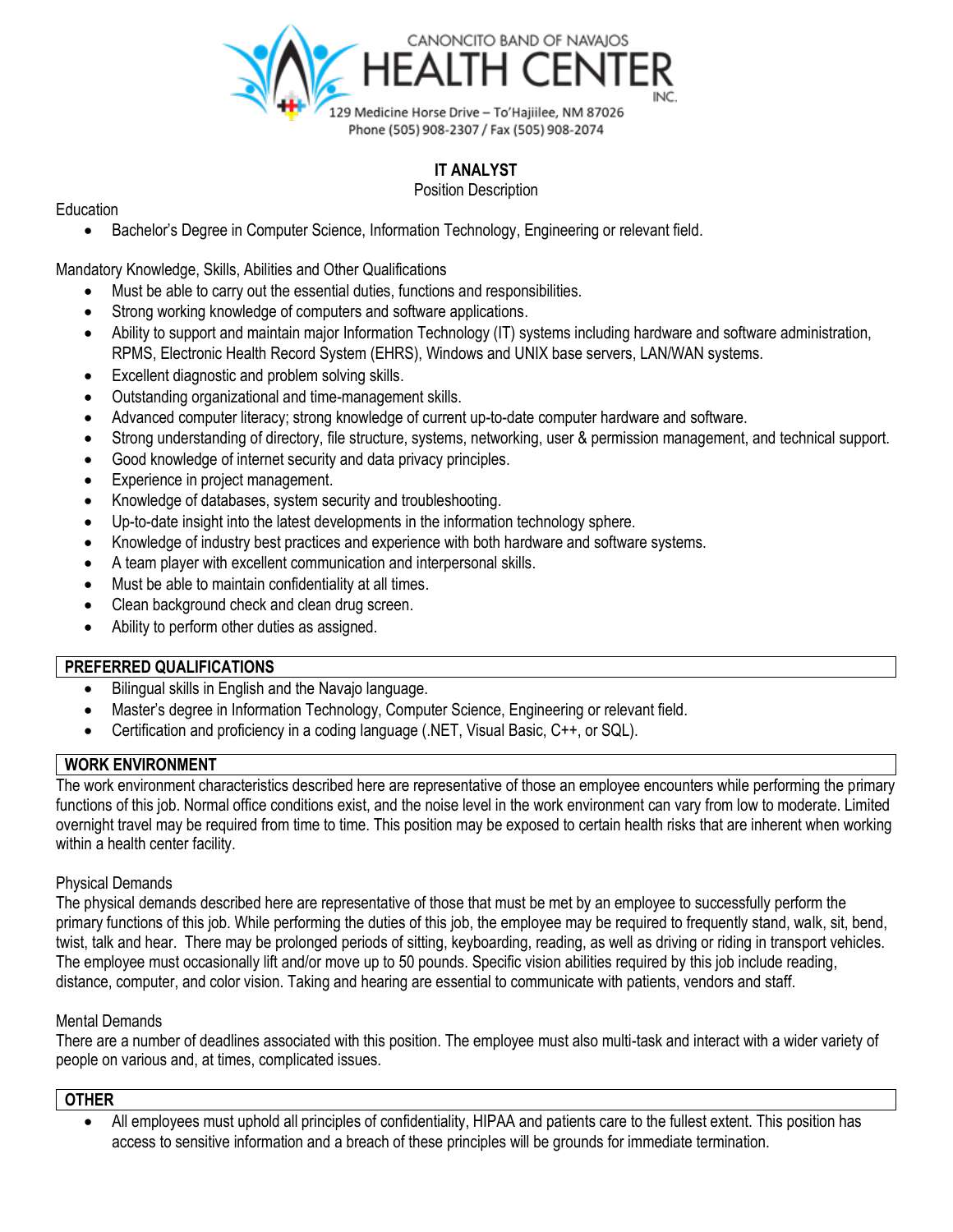CANONCITO BAND OF NAVAJOS
HEALTH CENTER INC.
129 Medicine Horse Drive – To'Hajiilee, NM 87026
Phone (505) 908-2307 / Fax (505) 908-2074

## IT ANALYST

Position Description

Education

- Bachelor's Degree in Computer Science, Information Technology, Engineering or relevant field.

Mandatory Knowledge, Skills, Abilities and Other Qualifications

- Must be able to carry out the essential duties, functions and responsibilities.
- Strong working knowledge of computers and software applications.
- Ability to support and maintain major Information Technology (IT) systems including hardware and software administration, RPMS, Electronic Health Record System (EHRS), Windows and UNIX base servers, LAN/WAN systems.
- Excellent diagnostic and problem solving skills.
- Outstanding organizational and time-management skills.
- Advanced computer literacy; strong knowledge of current up-to-date computer hardware and software.
- Strong understanding of directory, file structure, systems, networking, user & permission management, and technical support.
- Good knowledge of internet security and data privacy principles.
- Experience in project management.
- Knowledge of databases, system security and troubleshooting.
- Up-to-date insight into the latest developments in the information technology sphere.
- Knowledge of industry best practices and experience with both hardware and software systems.
- A team player with excellent communication and interpersonal skills.
- Must be able to maintain confidentiality at all times.
- Clean background check and clean drug screen.
- Ability to perform other duties as assigned.

### PREFERRED QUALIFICATIONS

- Bilingual skills in English and the Navajo language.
- Master's degree in Information Technology, Computer Science, Engineering or relevant field.
- Certification and proficiency in a coding language (.NET, Visual Basic, C++, or SQL).

### WORK ENVIRONMENT

The work environment characteristics described here are representative of those an employee encounters while performing the primary functions of this job. Normal office conditions exist, and the noise level in the work environment can vary from low to moderate. Limited overnight travel may be required from time to time. This position may be exposed to certain health risks that are inherent when working within a health center facility.

Physical Demands

The physical demands described here are representative of those that must be met by an employee to successfully perform the primary functions of this job. While performing the duties of this job, the employee may be required to frequently stand, walk, sit, bend, twist, talk and hear. There may be prolonged periods of sitting, keyboarding, reading, as well as driving or riding in transport vehicles. The employee must occasionally lift and/or move up to 50 pounds. Specific vision abilities required by this job include reading, distance, computer, and color vision. Taking and hearing are essential to communicate with patients, vendors and staff.

Mental Demands

There are a number of deadlines associated with this position. The employee must also multi-task and interact with a wider variety of people on various and, at times, complicated issues.

### OTHER

- All employees must uphold all principles of confidentiality, HIPAA and patients care to the fullest extent. This position has access to sensitive information and a breach of these principles will be grounds for immediate termination.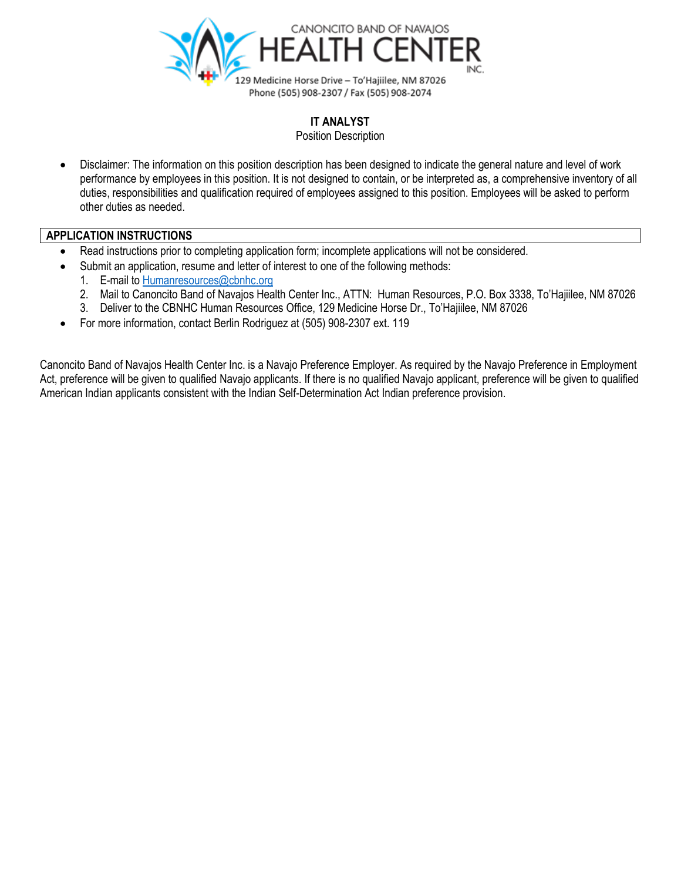CANONCITO BAND OF NAVAJOS

# HEALTH CENTER INC.

129 Medicine Horse Drive – To'Hajiilee, NM 87026
Phone (505) 908-2307 / Fax (505) 908-2074

**IT ANALYST**
Position Description

- Disclaimer: The information on this position description has been designed to indicate the general nature and level of work performance by employees in this position. It is not designed to contain, or be interpreted as, a comprehensive inventory of all duties, responsibilities and qualification required of employees assigned to this position. Employees will be asked to perform other duties as needed.

## APPLICATION INSTRUCTIONS

- Read instructions prior to completing application form; incomplete applications will not be considered.
- Submit an application, resume and letter of interest to one of the following methods:
  1. E-mail to Humanresources@cbnhc.org
  2. Mail to Canoncito Band of Navajos Health Center Inc., ATTN: Human Resources, P.O. Box 3338, To'Hajiilee, NM 87026
  3. Deliver to the CBNHC Human Resources Office, 129 Medicine Horse Dr., To'Hajiilee, NM 87026
- For more information, contact Berlin Rodriguez at (505) 908-2307 ext. 119

Canoncito Band of Navajos Health Center Inc. is a Navajo Preference Employer. As required by the Navajo Preference in Employment Act, preference will be given to qualified Navajo applicants. If there is no qualified Navajo applicant, preference will be given to qualified American Indian applicants consistent with the Indian Self-Determination Act Indian preference provision.